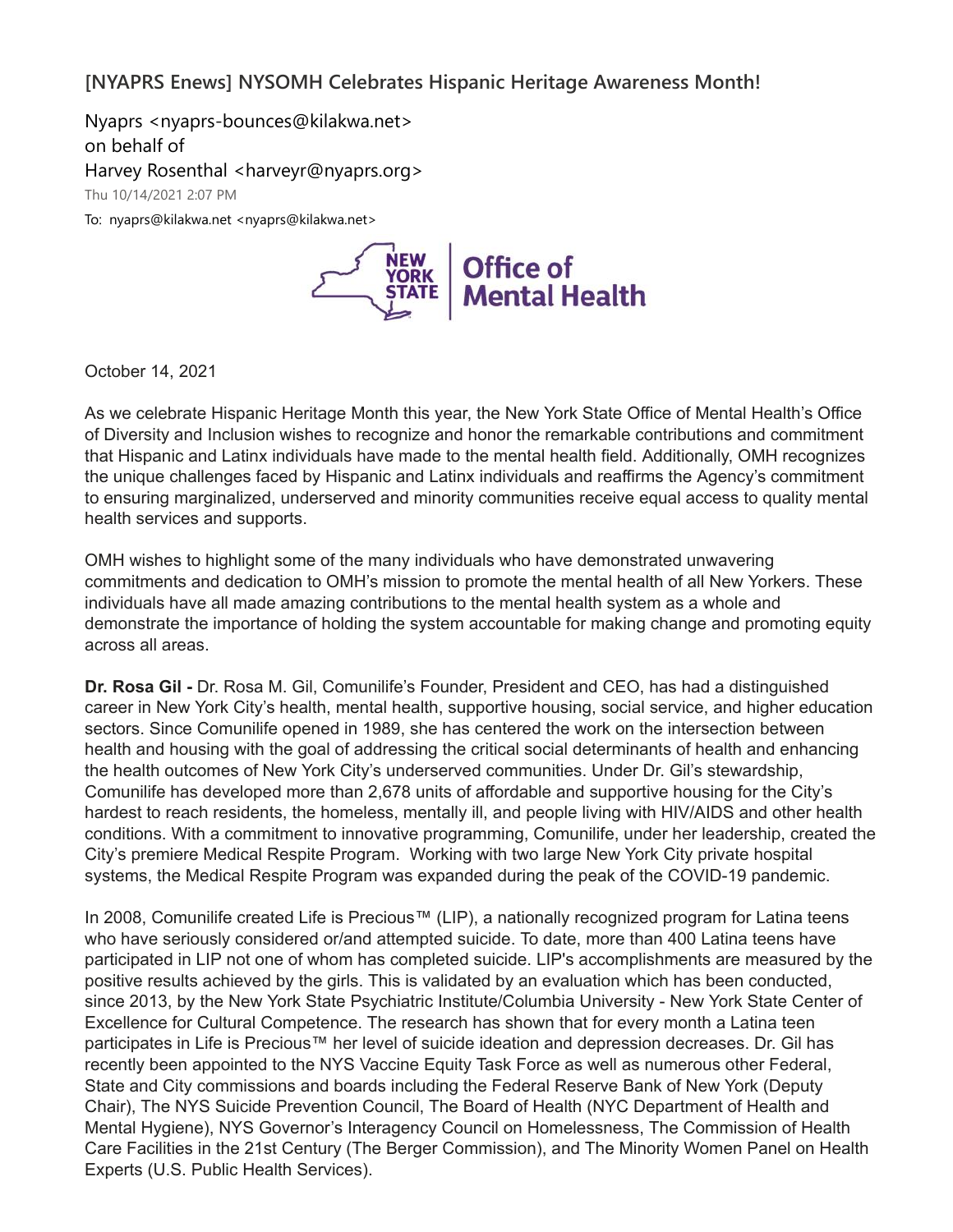## [NYAPRS Enews] NYSOMH Celebrates Hispanic Heritage Awareness Month!

Nyaprs <nyaprs-bounces@kilakwa.net>
on behalf of
Harvey Rosenthal <harveyr@nyaprs.org>

Thu 10/14/2021 2:07 PM

To: nyaprs@kilakwa.net <nyaprs@kilakwa.net>

NEW YORK STATE | Office of Mental Health

October 14, 2021

As we celebrate Hispanic Heritage Month this year, the New York State Office of Mental Health's Office of Diversity and Inclusion wishes to recognize and honor the remarkable contributions and commitment that Hispanic and Latinx individuals have made to the mental health field. Additionally, OMH recognizes the unique challenges faced by Hispanic and Latinx individuals and reaffirms the Agency's commitment to ensuring marginalized, underserved and minority communities receive equal access to quality mental health services and supports.

OMH wishes to highlight some of the many individuals who have demonstrated unwavering commitments and dedication to OMH's mission to promote the mental health of all New Yorkers. These individuals have all made amazing contributions to the mental health system as a whole and demonstrate the importance of holding the system accountable for making change and promoting equity across all areas.

**Dr. Rosa Gil -** Dr. Rosa M. Gil, Comunilife's Founder, President and CEO, has had a distinguished career in New York City's health, mental health, supportive housing, social service, and higher education sectors. Since Comunilife opened in 1989, she has centered the work on the intersection between health and housing with the goal of addressing the critical social determinants of health and enhancing the health outcomes of New York City's underserved communities. Under Dr. Gil's stewardship, Comunilife has developed more than 2,678 units of affordable and supportive housing for the City's hardest to reach residents, the homeless, mentally ill, and people living with HIV/AIDS and other health conditions. With a commitment to innovative programming, Comunilife, under her leadership, created the City's premiere Medical Respite Program. Working with two large New York City private hospital systems, the Medical Respite Program was expanded during the peak of the COVID-19 pandemic.

In 2008, Comunilife created Life is Precious™ (LIP), a nationally recognized program for Latina teens who have seriously considered or/and attempted suicide. To date, more than 400 Latina teens have participated in LIP not one of whom has completed suicide. LIP's accomplishments are measured by the positive results achieved by the girls. This is validated by an evaluation which has been conducted, since 2013, by the New York State Psychiatric Institute/Columbia University - New York State Center of Excellence for Cultural Competence. The research has shown that for every month a Latina teen participates in Life is Precious™ her level of suicide ideation and depression decreases. Dr. Gil has recently been appointed to the NYS Vaccine Equity Task Force as well as numerous other Federal, State and City commissions and boards including the Federal Reserve Bank of New York (Deputy Chair), The NYS Suicide Prevention Council, The Board of Health (NYC Department of Health and Mental Hygiene), NYS Governor's Interagency Council on Homelessness, The Commission of Health Care Facilities in the 21st Century (The Berger Commission), and The Minority Women Panel on Health Experts (U.S. Public Health Services).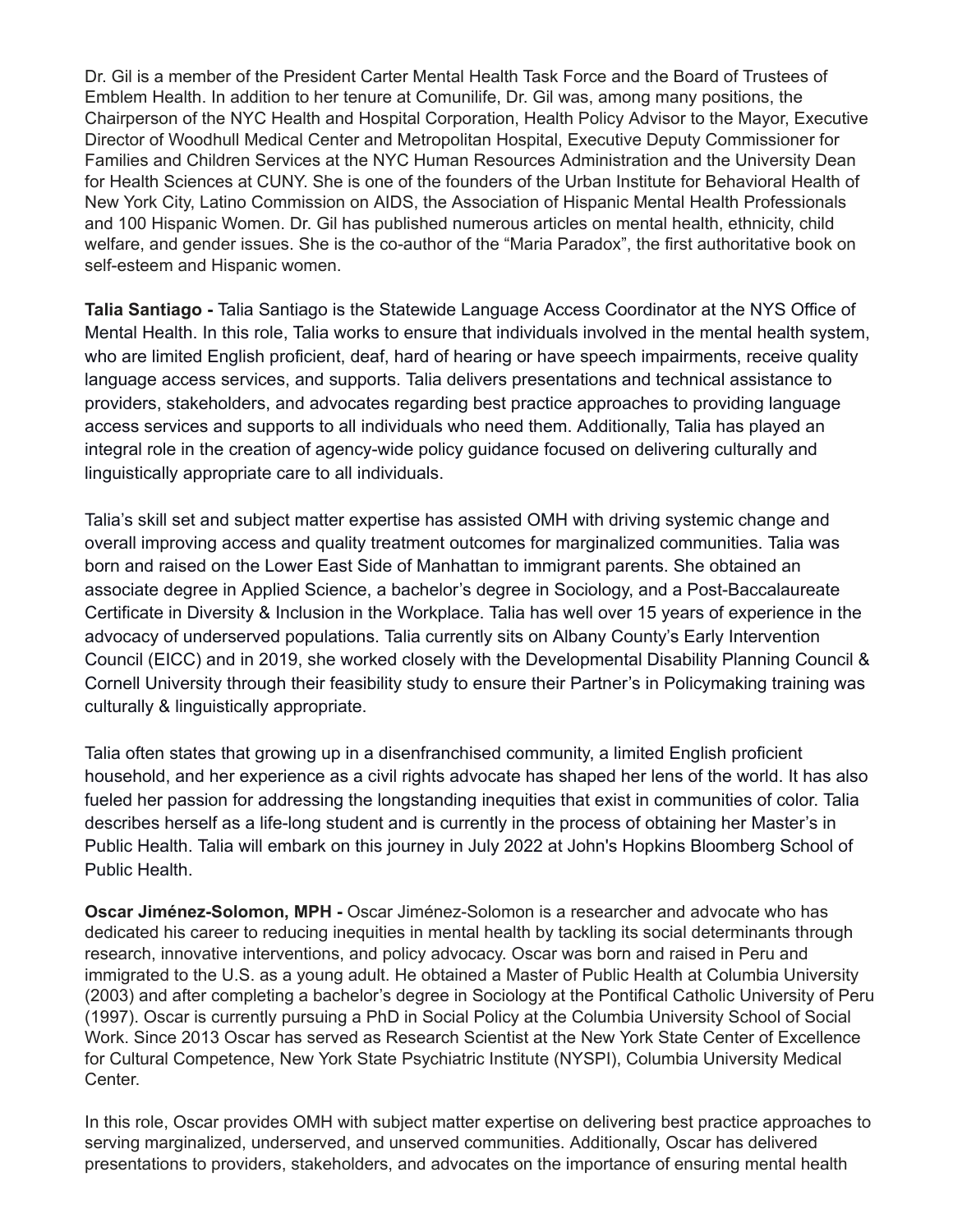Dr. Gil is a member of the President Carter Mental Health Task Force and the Board of Trustees of Emblem Health. In addition to her tenure at Comunilife, Dr. Gil was, among many positions, the Chairperson of the NYC Health and Hospital Corporation, Health Policy Advisor to the Mayor, Executive Director of Woodhull Medical Center and Metropolitan Hospital, Executive Deputy Commissioner for Families and Children Services at the NYC Human Resources Administration and the University Dean for Health Sciences at CUNY. She is one of the founders of the Urban Institute for Behavioral Health of New York City, Latino Commission on AIDS, the Association of Hispanic Mental Health Professionals and 100 Hispanic Women. Dr. Gil has published numerous articles on mental health, ethnicity, child welfare, and gender issues. She is the co-author of the "Maria Paradox", the first authoritative book on self-esteem and Hispanic women.

**Talia Santiago -** Talia Santiago is the Statewide Language Access Coordinator at the NYS Office of Mental Health. In this role, Talia works to ensure that individuals involved in the mental health system, who are limited English proficient, deaf, hard of hearing or have speech impairments, receive quality language access services, and supports. Talia delivers presentations and technical assistance to providers, stakeholders, and advocates regarding best practice approaches to providing language access services and supports to all individuals who need them. Additionally, Talia has played an integral role in the creation of agency-wide policy guidance focused on delivering culturally and linguistically appropriate care to all individuals.

Talia's skill set and subject matter expertise has assisted OMH with driving systemic change and overall improving access and quality treatment outcomes for marginalized communities. Talia was born and raised on the Lower East Side of Manhattan to immigrant parents. She obtained an associate degree in Applied Science, a bachelor's degree in Sociology, and a Post-Baccalaureate Certificate in Diversity & Inclusion in the Workplace. Talia has well over 15 years of experience in the advocacy of underserved populations. Talia currently sits on Albany County's Early Intervention Council (EICC) and in 2019, she worked closely with the Developmental Disability Planning Council & Cornell University through their feasibility study to ensure their Partner's in Policymaking training was culturally & linguistically appropriate.

Talia often states that growing up in a disenfranchised community, a limited English proficient household, and her experience as a civil rights advocate has shaped her lens of the world. It has also fueled her passion for addressing the longstanding inequities that exist in communities of color. Talia describes herself as a life-long student and is currently in the process of obtaining her Master's in Public Health. Talia will embark on this journey in July 2022 at John's Hopkins Bloomberg School of Public Health.

**Oscar Jiménez-Solomon, MPH -** Oscar Jiménez-Solomon is a researcher and advocate who has dedicated his career to reducing inequities in mental health by tackling its social determinants through research, innovative interventions, and policy advocacy. Oscar was born and raised in Peru and immigrated to the U.S. as a young adult. He obtained a Master of Public Health at Columbia University (2003) and after completing a bachelor's degree in Sociology at the Pontifical Catholic University of Peru (1997). Oscar is currently pursuing a PhD in Social Policy at the Columbia University School of Social Work. Since 2013 Oscar has served as Research Scientist at the New York State Center of Excellence for Cultural Competence, New York State Psychiatric Institute (NYSPI), Columbia University Medical Center.

In this role, Oscar provides OMH with subject matter expertise on delivering best practice approaches to serving marginalized, underserved, and unserved communities. Additionally, Oscar has delivered presentations to providers, stakeholders, and advocates on the importance of ensuring mental health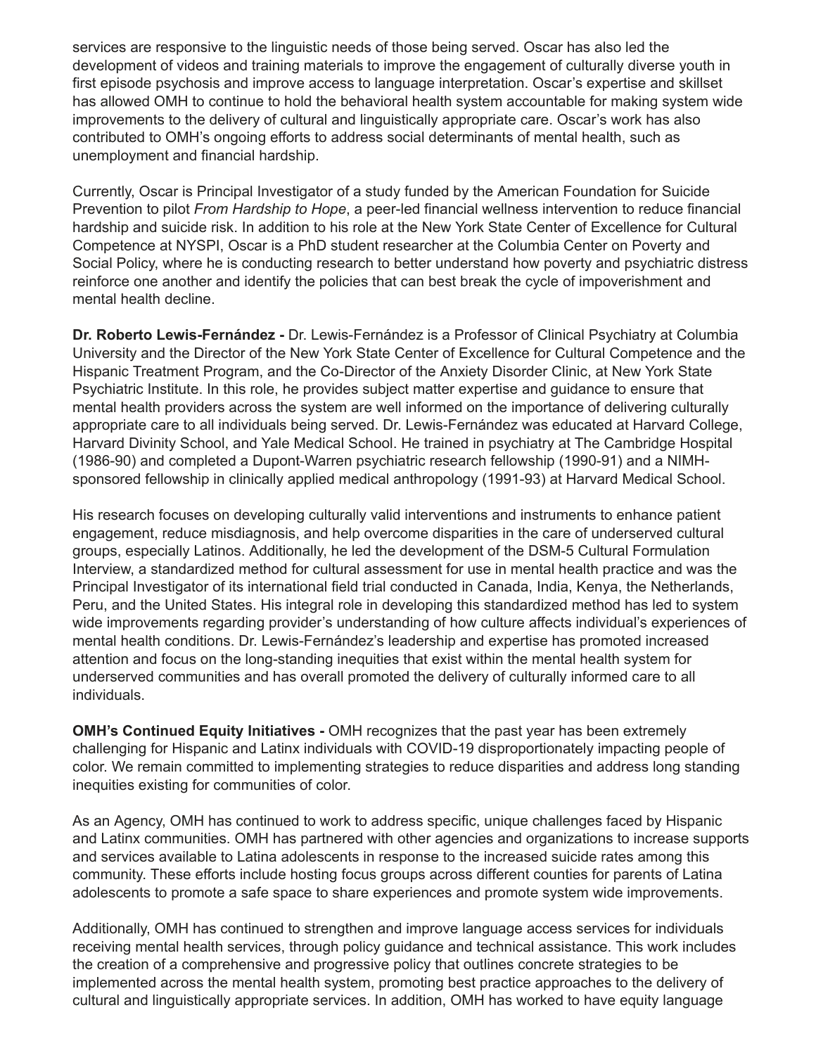services are responsive to the linguistic needs of those being served. Oscar has also led the development of videos and training materials to improve the engagement of culturally diverse youth in first episode psychosis and improve access to language interpretation. Oscar's expertise and skillset has allowed OMH to continue to hold the behavioral health system accountable for making system wide improvements to the delivery of cultural and linguistically appropriate care. Oscar's work has also contributed to OMH's ongoing efforts to address social determinants of mental health, such as unemployment and financial hardship.

Currently, Oscar is Principal Investigator of a study funded by the American Foundation for Suicide Prevention to pilot *From Hardship to Hope*, a peer-led financial wellness intervention to reduce financial hardship and suicide risk. In addition to his role at the New York State Center of Excellence for Cultural Competence at NYSPI, Oscar is a PhD student researcher at the Columbia Center on Poverty and Social Policy, where he is conducting research to better understand how poverty and psychiatric distress reinforce one another and identify the policies that can best break the cycle of impoverishment and mental health decline.

**Dr. Roberto Lewis-Fernández -** Dr. Lewis-Fernández is a Professor of Clinical Psychiatry at Columbia University and the Director of the New York State Center of Excellence for Cultural Competence and the Hispanic Treatment Program, and the Co-Director of the Anxiety Disorder Clinic, at New York State Psychiatric Institute. In this role, he provides subject matter expertise and guidance to ensure that mental health providers across the system are well informed on the importance of delivering culturally appropriate care to all individuals being served. Dr. Lewis-Fernández was educated at Harvard College, Harvard Divinity School, and Yale Medical School. He trained in psychiatry at The Cambridge Hospital (1986-90) and completed a Dupont-Warren psychiatric research fellowship (1990-91) and a NIMH-sponsored fellowship in clinically applied medical anthropology (1991-93) at Harvard Medical School.

His research focuses on developing culturally valid interventions and instruments to enhance patient engagement, reduce misdiagnosis, and help overcome disparities in the care of underserved cultural groups, especially Latinos. Additionally, he led the development of the DSM-5 Cultural Formulation Interview, a standardized method for cultural assessment for use in mental health practice and was the Principal Investigator of its international field trial conducted in Canada, India, Kenya, the Netherlands, Peru, and the United States. His integral role in developing this standardized method has led to system wide improvements regarding provider's understanding of how culture affects individual's experiences of mental health conditions. Dr. Lewis-Fernández's leadership and expertise has promoted increased attention and focus on the long-standing inequities that exist within the mental health system for underserved communities and has overall promoted the delivery of culturally informed care to all individuals.

**OMH's Continued Equity Initiatives -** OMH recognizes that the past year has been extremely challenging for Hispanic and Latinx individuals with COVID-19 disproportionately impacting people of color. We remain committed to implementing strategies to reduce disparities and address long standing inequities existing for communities of color.

As an Agency, OMH has continued to work to address specific, unique challenges faced by Hispanic and Latinx communities. OMH has partnered with other agencies and organizations to increase supports and services available to Latina adolescents in response to the increased suicide rates among this community. These efforts include hosting focus groups across different counties for parents of Latina adolescents to promote a safe space to share experiences and promote system wide improvements.

Additionally, OMH has continued to strengthen and improve language access services for individuals receiving mental health services, through policy guidance and technical assistance. This work includes the creation of a comprehensive and progressive policy that outlines concrete strategies to be implemented across the mental health system, promoting best practice approaches to the delivery of cultural and linguistically appropriate services. In addition, OMH has worked to have equity language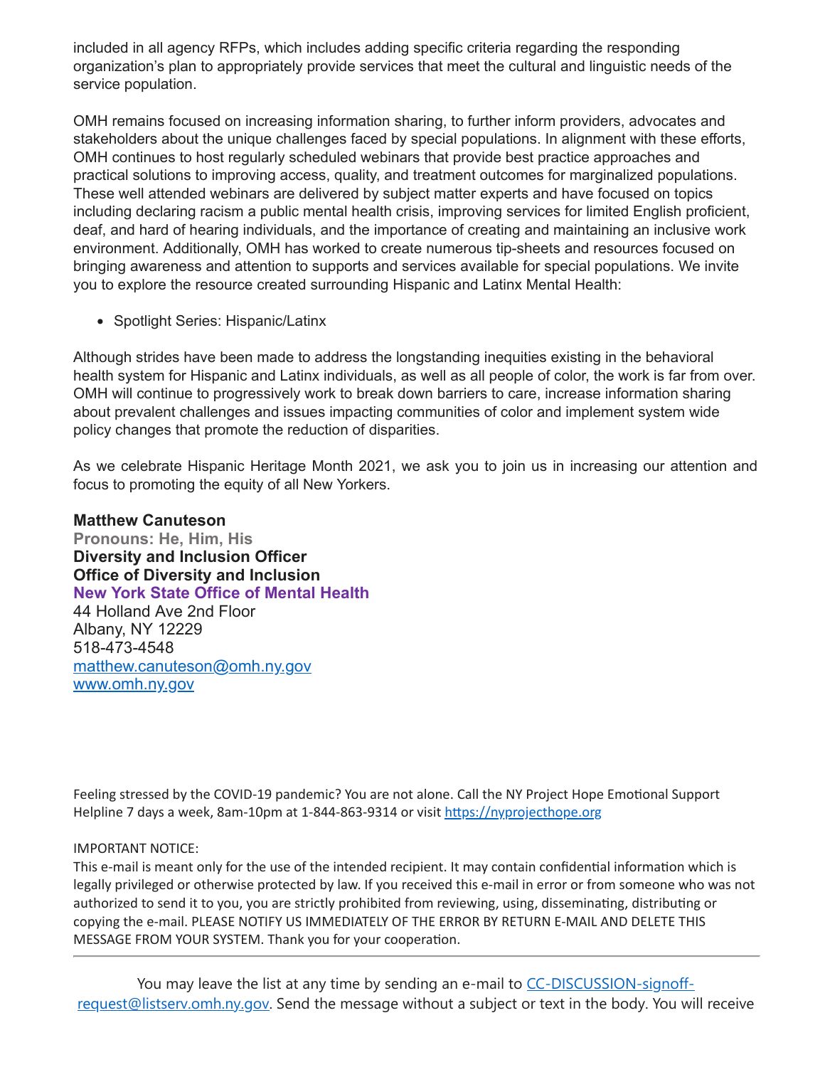included in all agency RFPs, which includes adding specific criteria regarding the responding organization's plan to appropriately provide services that meet the cultural and linguistic needs of the service population.

OMH remains focused on increasing information sharing, to further inform providers, advocates and stakeholders about the unique challenges faced by special populations. In alignment with these efforts, OMH continues to host regularly scheduled webinars that provide best practice approaches and practical solutions to improving access, quality, and treatment outcomes for marginalized populations. These well attended webinars are delivered by subject matter experts and have focused on topics including declaring racism a public mental health crisis, improving services for limited English proficient, deaf, and hard of hearing individuals, and the importance of creating and maintaining an inclusive work environment. Additionally, OMH has worked to create numerous tip-sheets and resources focused on bringing awareness and attention to supports and services available for special populations. We invite you to explore the resource created surrounding Hispanic and Latinx Mental Health:

- Spotlight Series: Hispanic/Latinx

Although strides have been made to address the longstanding inequities existing in the behavioral health system for Hispanic and Latinx individuals, as well as all people of color, the work is far from over. OMH will continue to progressively work to break down barriers to care, increase information sharing about prevalent challenges and issues impacting communities of color and implement system wide policy changes that promote the reduction of disparities.

As we celebrate Hispanic Heritage Month 2021, we ask you to join us in increasing our attention and focus to promoting the equity of all New Yorkers.

**Matthew Canuteson**
**Pronouns: He, Him, His**
**Diversity and Inclusion Officer**
**Office of Diversity and Inclusion**
**New York State Office of Mental Health**
44 Holland Ave 2nd Floor
Albany, NY 12229
518-473-4548
matthew.canuteson@omh.ny.gov
www.omh.ny.gov

Feeling stressed by the COVID-19 pandemic? You are not alone. Call the NY Project Hope Emotional Support Helpline 7 days a week, 8am-10pm at 1-844-863-9314 or visit https://nyprojecthope.org

IMPORTANT NOTICE:
This e-mail is meant only for the use of the intended recipient. It may contain confidential information which is legally privileged or otherwise protected by law. If you received this e-mail in error or from someone who was not authorized to send it to you, you are strictly prohibited from reviewing, using, disseminating, distributing or copying the e-mail. PLEASE NOTIFY US IMMEDIATELY OF THE ERROR BY RETURN E-MAIL AND DELETE THIS MESSAGE FROM YOUR SYSTEM. Thank you for your cooperation.

---

You may leave the list at any time by sending an e-mail to CC-DISCUSSION-signoff-request@listserv.omh.ny.gov. Send the message without a subject or text in the body. You will receive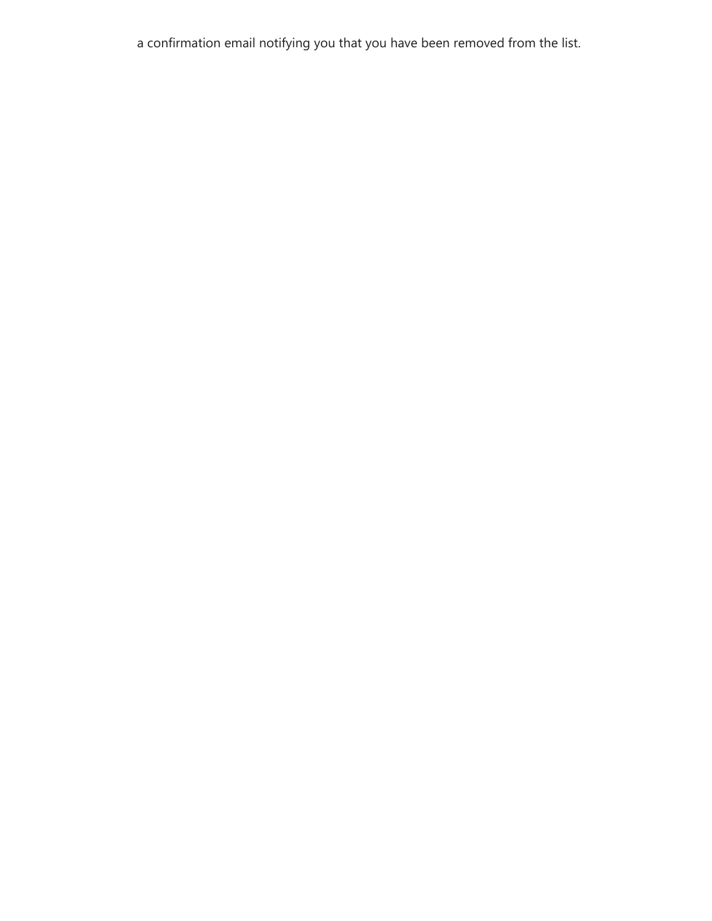a confirmation email notifying you that you have been removed from the list.